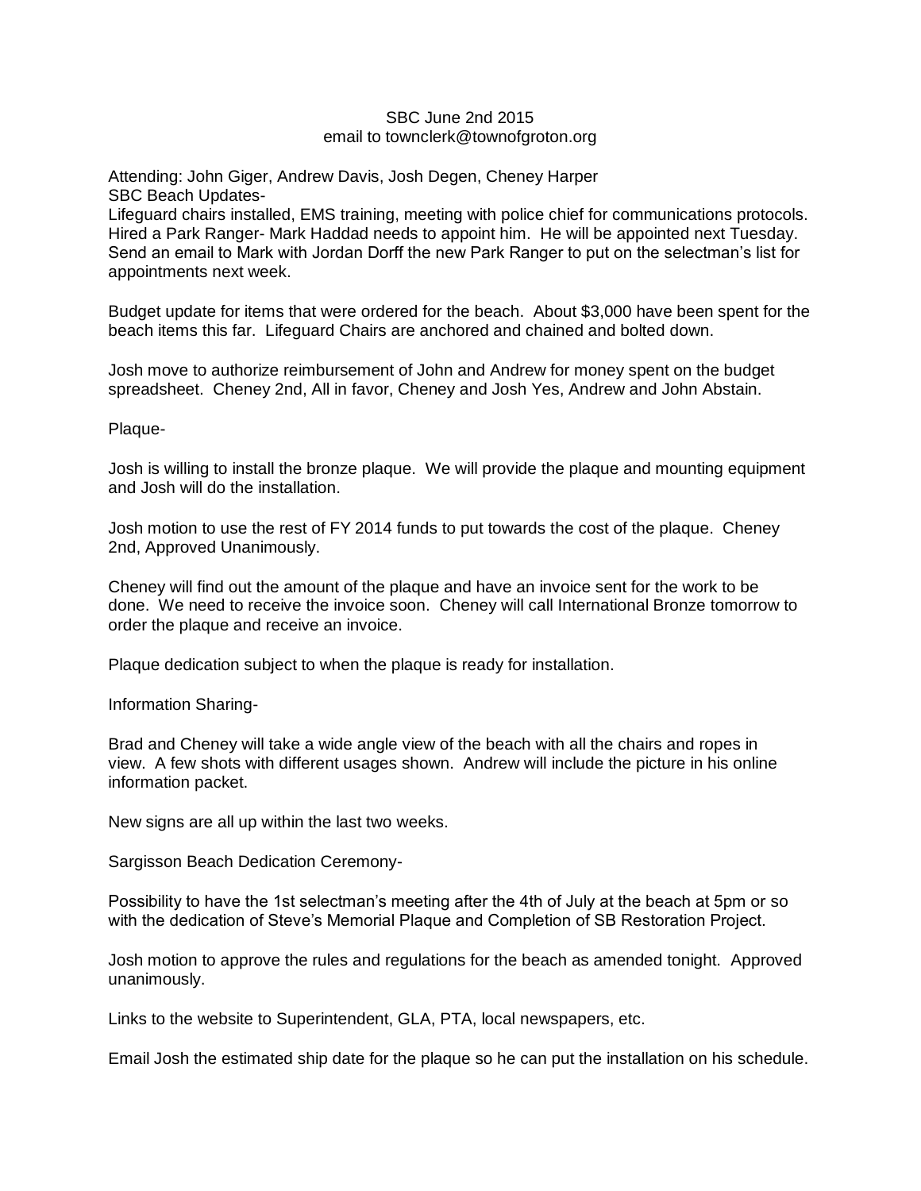SBC June 2nd 2015
email to townclerk@townofgroton.org

Attending: John Giger, Andrew Davis, Josh Degen, Cheney Harper
SBC Beach Updates-
Lifeguard chairs installed, EMS training, meeting with police chief for communications protocols. Hired a Park Ranger- Mark Haddad needs to appoint him. He will be appointed next Tuesday. Send an email to Mark with Jordan Dorff the new Park Ranger to put on the selectman's list for appointments next week.

Budget update for items that were ordered for the beach. About $3,000 have been spent for the beach items this far. Lifeguard Chairs are anchored and chained and bolted down.

Josh move to authorize reimbursement of John and Andrew for money spent on the budget spreadsheet. Cheney 2nd, All in favor, Cheney and Josh Yes, Andrew and John Abstain.

Plaque-

Josh is willing to install the bronze plaque. We will provide the plaque and mounting equipment and Josh will do the installation.

Josh motion to use the rest of FY 2014 funds to put towards the cost of the plaque. Cheney 2nd, Approved Unanimously.

Cheney will find out the amount of the plaque and have an invoice sent for the work to be done. We need to receive the invoice soon. Cheney will call International Bronze tomorrow to order the plaque and receive an invoice.

Plaque dedication subject to when the plaque is ready for installation.

Information Sharing-

Brad and Cheney will take a wide angle view of the beach with all the chairs and ropes in view. A few shots with different usages shown. Andrew will include the picture in his online information packet.

New signs are all up within the last two weeks.

Sargisson Beach Dedication Ceremony-

Possibility to have the 1st selectman's meeting after the 4th of July at the beach at 5pm or so with the dedication of Steve's Memorial Plaque and Completion of SB Restoration Project.

Josh motion to approve the rules and regulations for the beach as amended tonight. Approved unanimously.

Links to the website to Superintendent, GLA, PTA, local newspapers, etc.

Email Josh the estimated ship date for the plaque so he can put the installation on his schedule.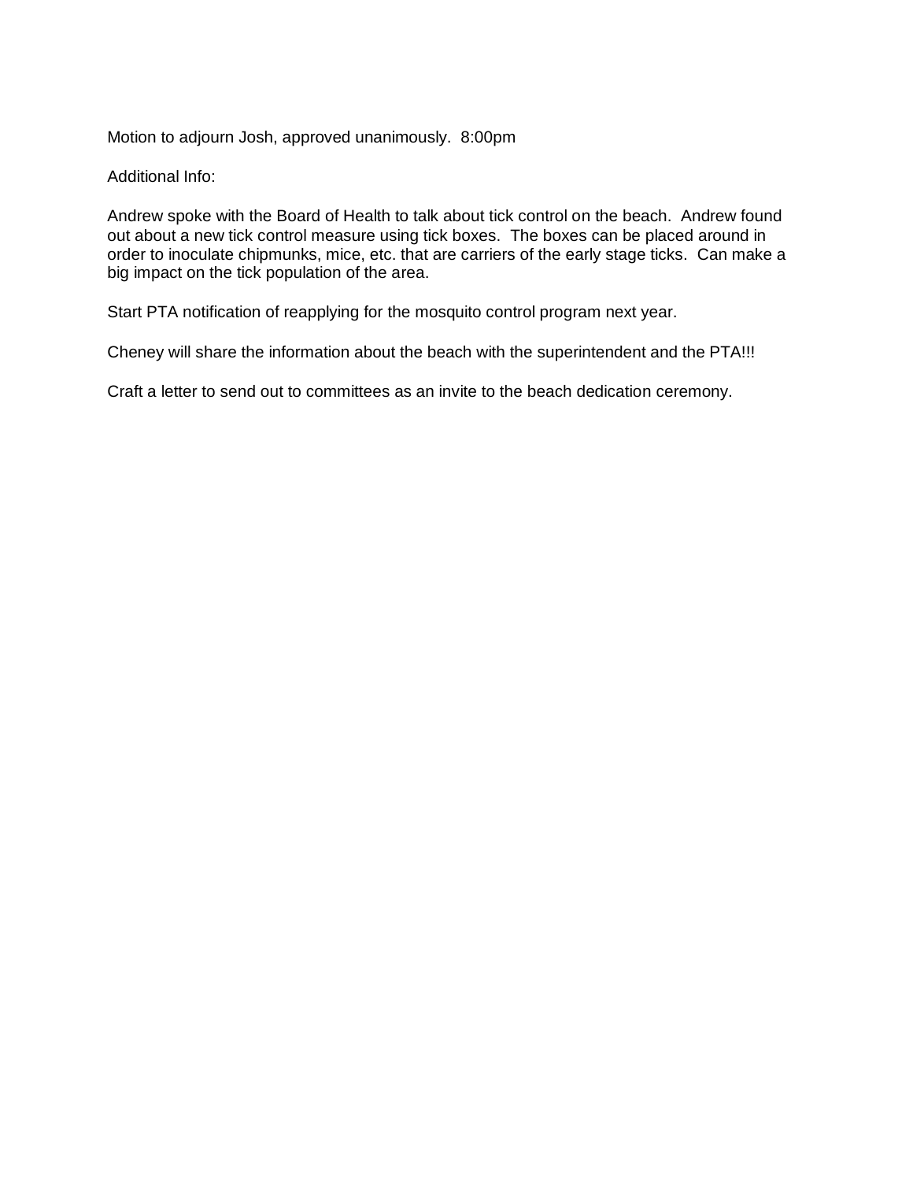Motion to adjourn Josh, approved unanimously. 8:00pm

Additional Info:

Andrew spoke with the Board of Health to talk about tick control on the beach. Andrew found out about a new tick control measure using tick boxes. The boxes can be placed around in order to inoculate chipmunks, mice, etc. that are carriers of the early stage ticks. Can make a big impact on the tick population of the area.

Start PTA notification of reapplying for the mosquito control program next year.

Cheney will share the information about the beach with the superintendent and the PTA!!!

Craft a letter to send out to committees as an invite to the beach dedication ceremony.